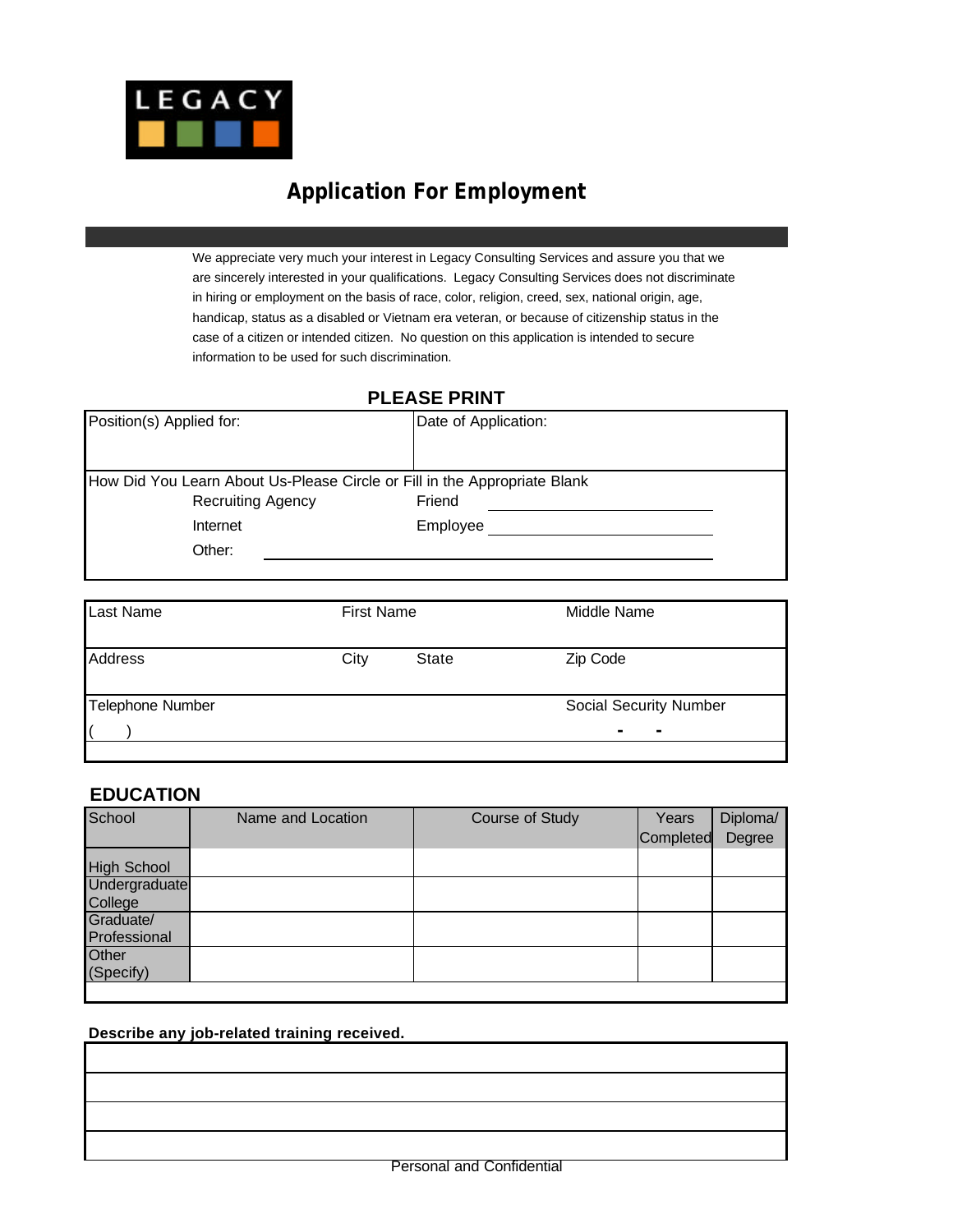LEGACY

# Application For Employment

We appreciate very much your interest in Legacy Consulting Services and assure you that we are sincerely interested in your qualifications. Legacy Consulting Services does not discriminate in hiring or employment on the basis of race, color, religion, creed, sex, national origin, age, handicap, status as a disabled or Vietnam era veteran, or because of citizenship status in the case of a citizen or intended citizen. No question on this application is intended to secure information to be used for such discrimination.

## PLEASE PRINT

| Position(s) Applied for: | Date of Application: |
|---|---|
| | |

How Did You Learn About Us-Please Circle or Fill in the Appropriate Blank

- Recruiting Agency
- Friend ______________________
- Internet
- Employee ______________________
- Other: ______________________

| Last Name | First Name | | Middle Name |
|---|---|---|---|
| | | | |
| **Address** | **City** | **State** | **Zip Code** |
| | | | |
| **Telephone Number** | | | **Social Security Number** |
| (   ) | | | - - |

## EDUCATION

| School | Name and Location | Course of Study | Years Completed | Diploma/ Degree |
|---|---|---|---|---|
| High School | | | | |
| Undergraduate College | | | | |
| Graduate/ Professional | | | | |
| Other (Specify) | | | | |

**Describe any job-related training received.**

| |
|---|
| |
| |
| |
| |

Personal and Confidential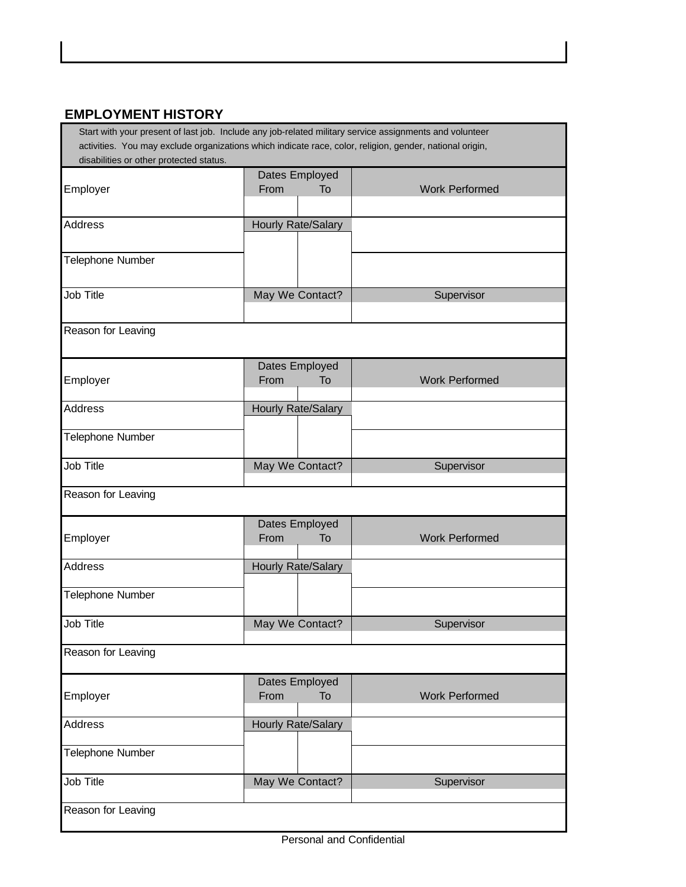## EMPLOYMENT HISTORY

Start with your present of last job. Include any job-related military service assignments and volunteer activities. You may exclude organizations which indicate race, color, religion, gender, national origin, disabilities or other protected status.

| Employer | Dates Employed From | Dates Employed To | Work Performed |
|---|---|---|---|
| | | | |
| Address | Hourly Rate/Salary | | |
| | | | |
| Telephone Number | | | |
| Job Title | May We Contact? | | Supervisor |
| | | | |
| Reason for Leaving | | | |

| Employer | Dates Employed From | Dates Employed To | Work Performed |
|---|---|---|---|
| | | | |
| Address | Hourly Rate/Salary | | |
| | | | |
| Telephone Number | | | |
| Job Title | May We Contact? | | Supervisor |
| | | | |
| Reason for Leaving | | | |

| Employer | Dates Employed From | Dates Employed To | Work Performed |
|---|---|---|---|
| | | | |
| Address | Hourly Rate/Salary | | |
| | | | |
| Telephone Number | | | |
| Job Title | May We Contact? | | Supervisor |
| | | | |
| Reason for Leaving | | | |

| Employer | Dates Employed From | Dates Employed To | Work Performed |
|---|---|---|---|
| | | | |
| Address | Hourly Rate/Salary | | |
| | | | |
| Telephone Number | | | |
| Job Title | May We Contact? | | Supervisor |
| | | | |
| Reason for Leaving | | | |

Personal and Confidential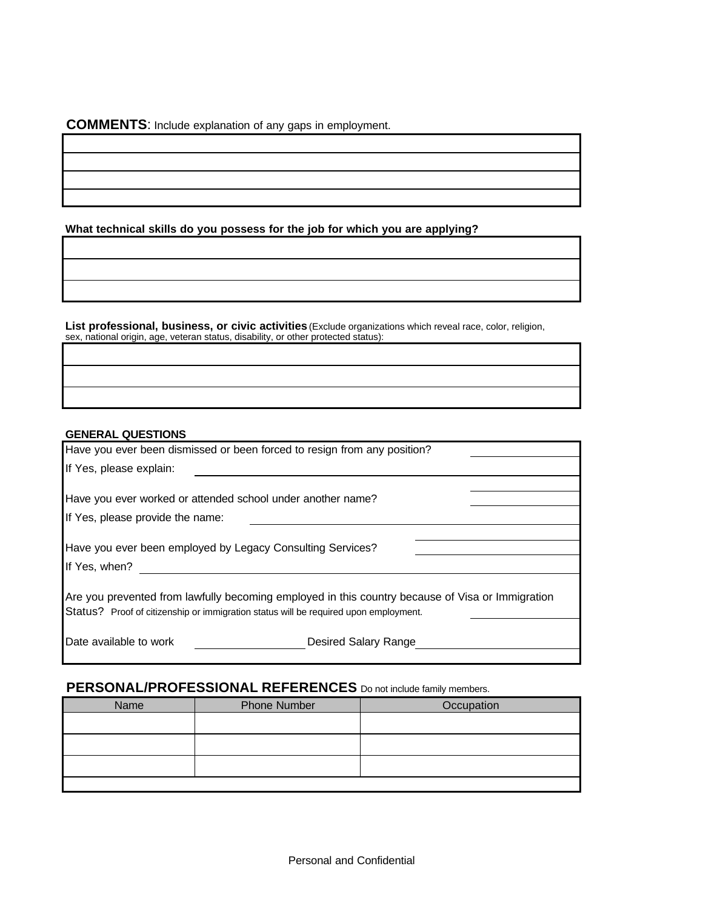**COMMENTS**: Include explanation of any gaps in employment.

| |
|---|
| |
| |
| |
| |

**What technical skills do you possess for the job for which you are applying?**

| |
|---|
| |
| |
| |

**List professional, business, or civic activities** (Exclude organizations which reveal race, color, religion, sex, national origin, age, veteran status, disability, or other protected status):

| |
|---|
| |
| |
| |

**GENERAL QUESTIONS**

Have you ever been dismissed or been forced to resign from any position? \_\_\_\_\_\_\_\_\_\_

If Yes, please explain: \_\_\_\_\_\_\_\_\_\_\_\_\_\_\_\_\_\_\_\_\_\_\_\_\_\_\_\_\_\_

Have you ever worked or attended school under another name? \_\_\_\_\_\_\_\_\_\_

If Yes, please provide the name: \_\_\_\_\_\_\_\_\_\_\_\_\_\_\_\_\_\_\_\_\_\_\_\_\_\_\_\_\_\_

Have you ever been employed by Legacy Consulting Services? \_\_\_\_\_\_\_\_\_\_

If Yes, when? \_\_\_\_\_\_\_\_\_\_\_\_\_\_\_\_\_\_\_\_\_\_\_\_\_\_\_\_\_\_

Are you prevented from lawfully becoming employed in this country because of Visa or Immigration Status? Proof of citizenship or immigration status will be required upon employment. \_\_\_\_\_\_\_\_\_\_

Date available to work \_\_\_\_\_\_\_\_\_\_ Desired Salary Range \_\_\_\_\_\_\_\_\_\_

**PERSONAL/PROFESSIONAL REFERENCES** Do not include family members.

| Name | Phone Number | Occupation |
|---|---|---|
| | | |
| | | |
| | | |

Personal and Confidential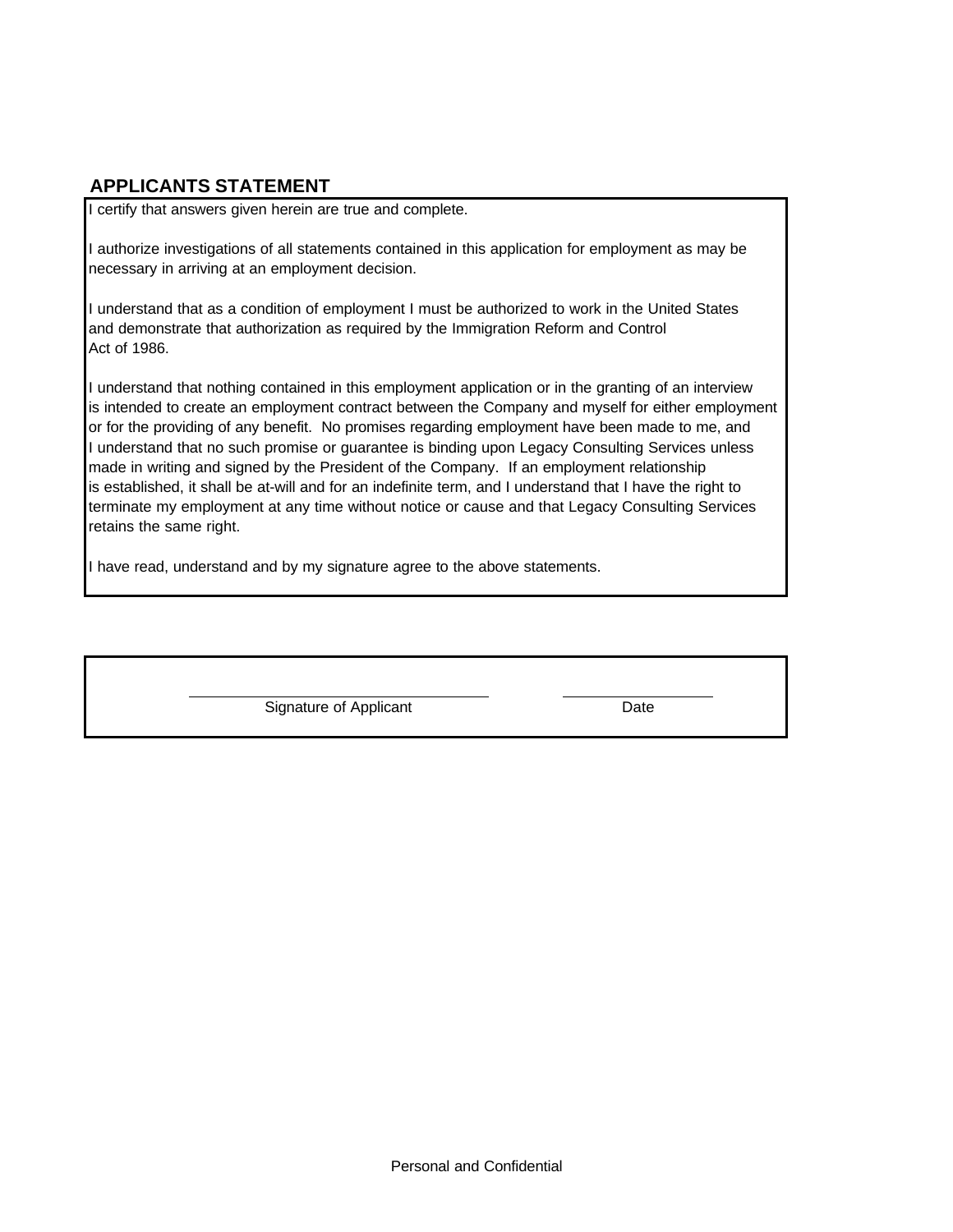## APPLICANTS STATEMENT

I certify that answers given herein are true and complete.

I authorize investigations of all statements contained in this application for employment as may be necessary in arriving at an employment decision.

I understand that as a condition of employment I must be authorized to work in the United States and demonstrate that authorization as required by the Immigration Reform and Control Act of 1986.

I understand that nothing contained in this employment application or in the granting of an interview is intended to create an employment contract between the Company and myself for either employment or for the providing of any benefit. No promises regarding employment have been made to me, and I understand that no such promise or guarantee is binding upon Legacy Consulting Services unless made in writing and signed by the President of the Company. If an employment relationship is established, it shall be at-will and for an indefinite term, and I understand that I have the right to terminate my employment at any time without notice or cause and that Legacy Consulting Services retains the same right.

I have read, understand and by my signature agree to the above statements.

\_\_\_\_\_\_\_\_\_\_\_\_\_\_\_\_\_\_\_\_\_\_\_\_\_\_\_\_\_\_ Signature of Applicant

\_\_\_\_\_\_\_\_\_\_\_\_\_\_\_ Date

Personal and Confidential